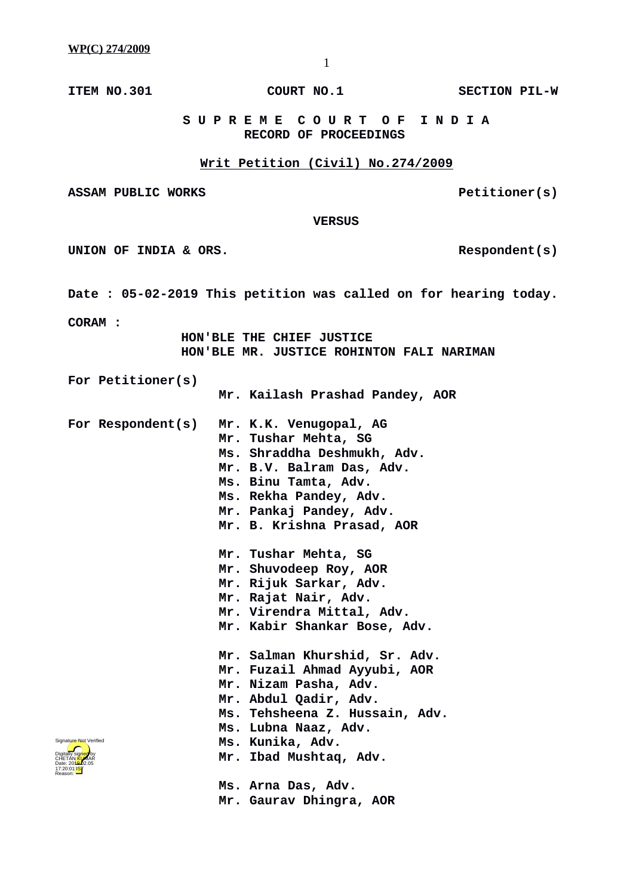ITEM NO.301 COURT NO.1 SECTION PIL-W

# S U P R E M E C O U R T O F I N D I A
## RECORD OF PROCEEDINGS

**Writ Petition (Civil) No.274/2009**

**ASSAM PUBLIC WORKS** **Petitioner(s)**

**VERSUS**

**UNION OF INDIA & ORS.** **Respondent(s)**

**Date : 05-02-2019 This petition was called on for hearing today.**

**CORAM :**

HON'BLE THE CHIEF JUSTICE
HON'BLE MR. JUSTICE ROHINTON FALI NARIMAN

**For Petitioner(s)**

Mr. Kailash Prashad Pandey, AOR

**For Respondent(s)**

Mr. K.K. Venugopal, AG
Mr. Tushar Mehta, SG
Ms. Shraddha Deshmukh, Adv.
Mr. B.V. Balram Das, Adv.
Ms. Binu Tamta, Adv.
Ms. Rekha Pandey, Adv.
Mr. Pankaj Pandey, Adv.
Mr. B. Krishna Prasad, AOR

Mr. Tushar Mehta, SG
Mr. Shuvodeep Roy, AOR
Mr. Rijuk Sarkar, Adv.
Mr. Rajat Nair, Adv.
Mr. Virendra Mittal, Adv.
Mr. Kabir Shankar Bose, Adv.

Mr. Salman Khurshid, Sr. Adv.
Mr. Fuzail Ahmad Ayyubi, AOR
Mr. Nizam Pasha, Adv.
Mr. Abdul Qadir, Adv.
Ms. Tehsheena Z. Hussain, Adv.
Ms. Lubna Naaz, Adv.
Ms. Kunika, Adv.
Mr. Ibad Mushtaq, Adv.

Ms. Arna Das, Adv.
Mr. Gaurav Dhingra, AOR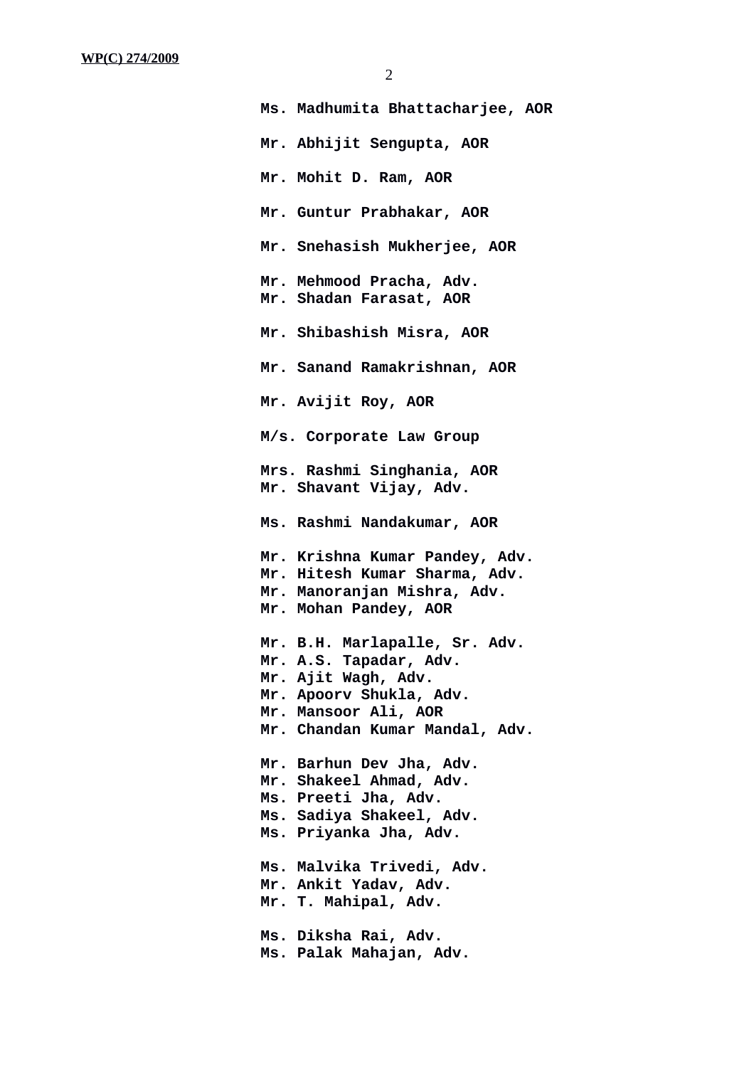**Ms. Madhumita Bhattacharjee, AOR**

**Mr. Abhijit Sengupta, AOR**

**Mr. Mohit D. Ram, AOR**

**Mr. Guntur Prabhakar, AOR**

**Mr. Snehasish Mukherjee, AOR**

**Mr. Mehmood Pracha, Adv.**
**Mr. Shadan Farasat, AOR**

**Mr. Shibashish Misra, AOR**

**Mr. Sanand Ramakrishnan, AOR**

**Mr. Avijit Roy, AOR**

**M/s. Corporate Law Group**

**Mrs. Rashmi Singhania, AOR**
**Mr. Shavant Vijay, Adv.**

**Ms. Rashmi Nandakumar, AOR**

**Mr. Krishna Kumar Pandey, Adv.**
**Mr. Hitesh Kumar Sharma, Adv.**
**Mr. Manoranjan Mishra, Adv.**
**Mr. Mohan Pandey, AOR**

**Mr. B.H. Marlapalle, Sr. Adv.**
**Mr. A.S. Tapadar, Adv.**
**Mr. Ajit Wagh, Adv.**
**Mr. Apoorv Shukla, Adv.**
**Mr. Mansoor Ali, AOR**
**Mr. Chandan Kumar Mandal, Adv.**

**Mr. Barhun Dev Jha, Adv.**
**Mr. Shakeel Ahmad, Adv.**
**Ms. Preeti Jha, Adv.**
**Ms. Sadiya Shakeel, Adv.**
**Ms. Priyanka Jha, Adv.**

**Ms. Malvika Trivedi, Adv.**
**Mr. Ankit Yadav, Adv.**
**Mr. T. Mahipal, Adv.**

**Ms. Diksha Rai, Adv.**
**Ms. Palak Mahajan, Adv.**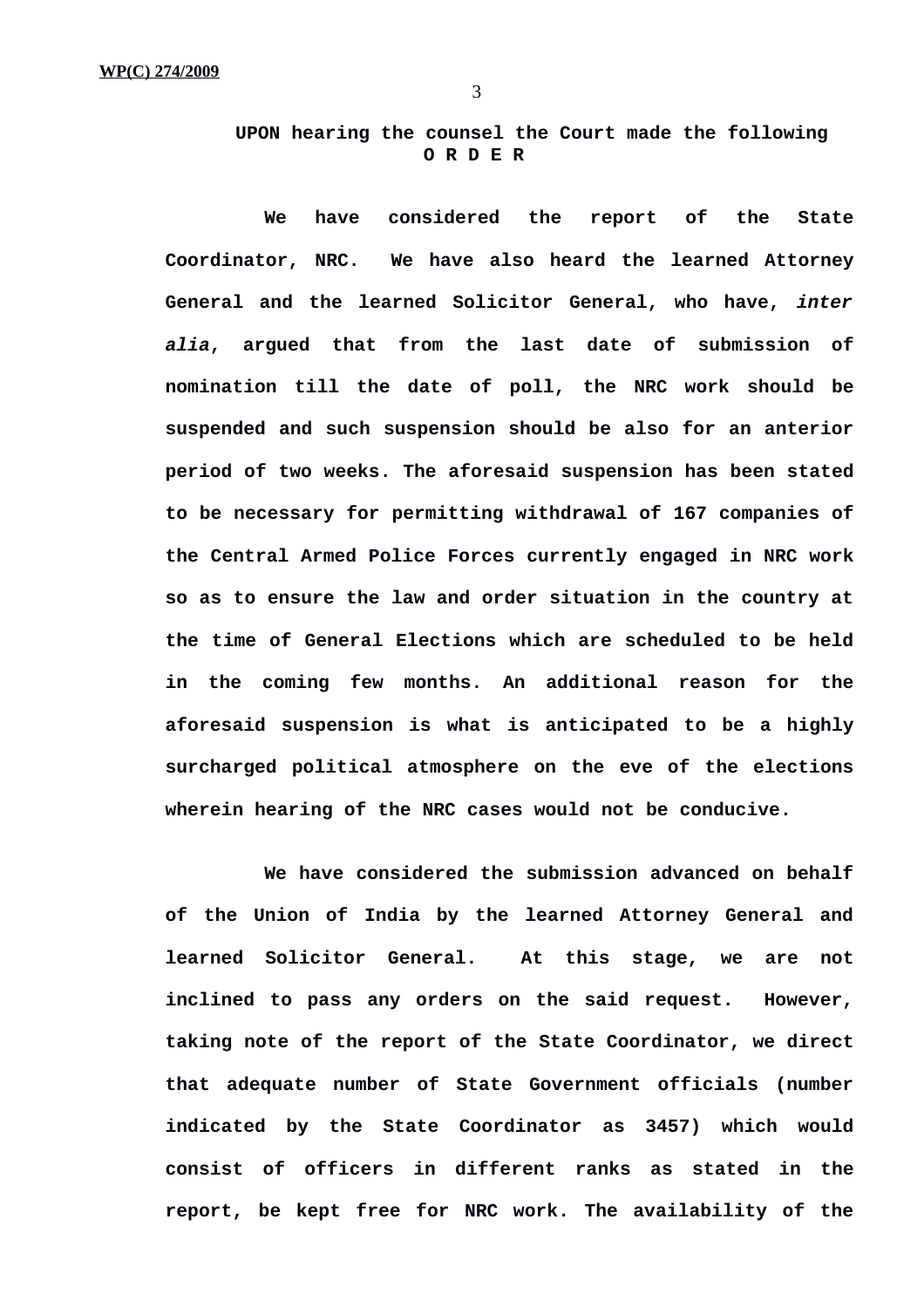**UPON hearing the counsel the Court made the following**
**O R D E R**

**We have considered the report of the State Coordinator, NRC. We have also heard the learned Attorney General and the learned Solicitor General, who have, *inter alia*, argued that from the last date of submission of nomination till the date of poll, the NRC work should be suspended and such suspension should be also for an anterior period of two weeks. The aforesaid suspension has been stated to be necessary for permitting withdrawal of 167 companies of the Central Armed Police Forces currently engaged in NRC work so as to ensure the law and order situation in the country at the time of General Elections which are scheduled to be held in the coming few months. An additional reason for the aforesaid suspension is what is anticipated to be a highly surcharged political atmosphere on the eve of the elections wherein hearing of the NRC cases would not be conducive.**

**We have considered the submission advanced on behalf of the Union of India by the learned Attorney General and learned Solicitor General. At this stage, we are not inclined to pass any orders on the said request. However, taking note of the report of the State Coordinator, we direct that adequate number of State Government officials (number indicated by the State Coordinator as 3457) which would consist of officers in different ranks as stated in the report, be kept free for NRC work. The availability of the**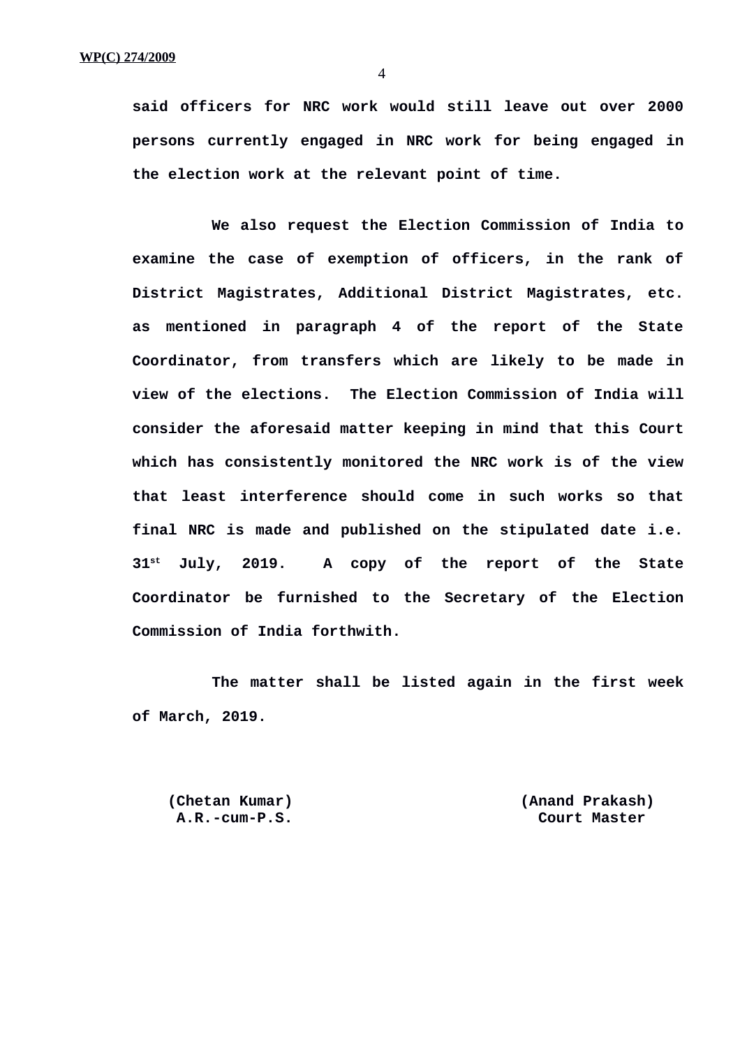**said officers for NRC work would still leave out over 2000 persons currently engaged in NRC work for being engaged in the election work at the relevant point of time.**

**We also request the Election Commission of India to examine the case of exemption of officers, in the rank of District Magistrates, Additional District Magistrates, etc. as mentioned in paragraph 4 of the report of the State Coordinator, from transfers which are likely to be made in view of the elections. The Election Commission of India will consider the aforesaid matter keeping in mind that this Court which has consistently monitored the NRC work is of the view that least interference should come in such works so that final NRC is made and published on the stipulated date i.e. 31st July, 2019. A copy of the report of the State Coordinator be furnished to the Secretary of the Election Commission of India forthwith.**

**The matter shall be listed again in the first week of March, 2019.**

| | |
|---|---|
| **(Chetan Kumar)** | **(Anand Prakash)** |
| **A.R.-cum-P.S.** | **Court Master** |